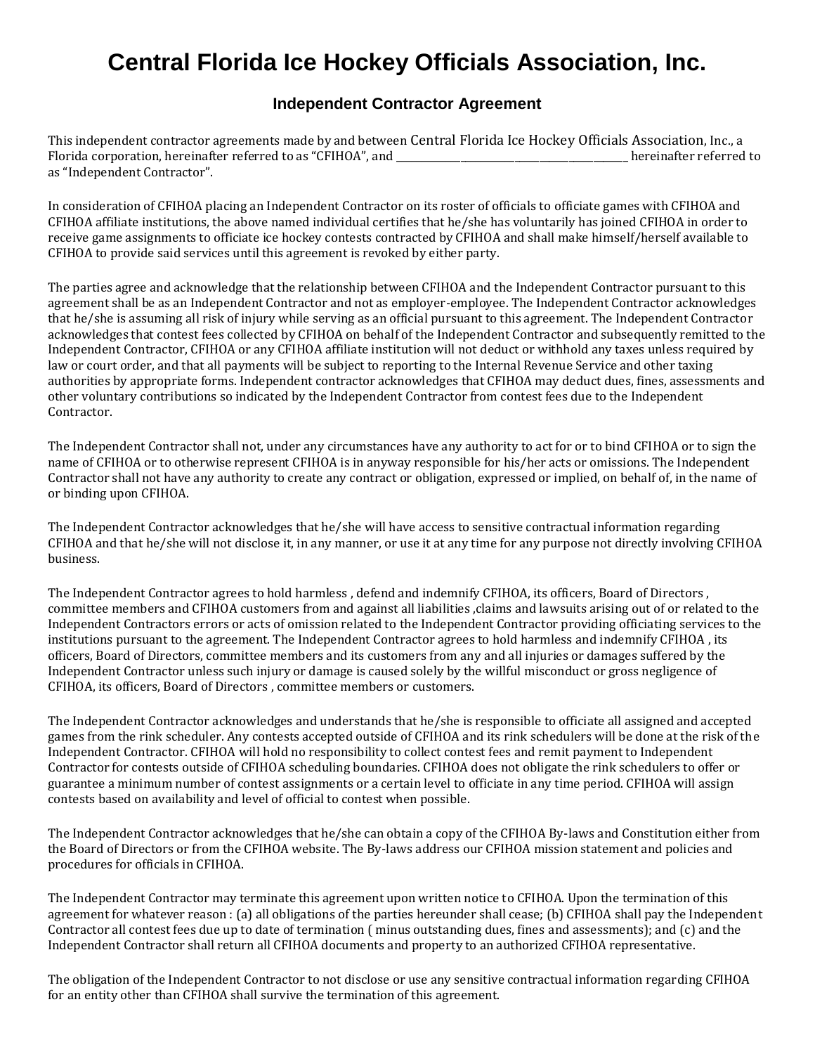# Central Florida Ice Hockey Officials Association, Inc.

## Independent Contractor Agreement

This independent contractor agreements made by and between Central Florida Ice Hockey Officials Association, Inc., a Florida corporation, hereinafter referred to as "CFIHOA", and ______________________________________________ hereinafter referred to as "Independent Contractor".

In consideration of CFIHOA placing an Independent Contractor on its roster of officials to officiate games with CFIHOA and CFIHOA affiliate institutions, the above named individual certifies that he/she has voluntarily has joined CFIHOA in order to receive game assignments to officiate ice hockey contests contracted by CFIHOA and shall make himself/herself available to CFIHOA to provide said services until this agreement is revoked by either party.

The parties agree and acknowledge that the relationship between CFIHOA and the Independent Contractor pursuant to this agreement shall be as an Independent Contractor and not as employer-employee. The Independent Contractor acknowledges that he/she is assuming all risk of injury while serving as an official pursuant to this agreement. The Independent Contractor acknowledges that contest fees collected by CFIHOA on behalf of the Independent Contractor and subsequently remitted to the Independent Contractor, CFIHOA or any CFIHOA affiliate institution will not deduct or withhold any taxes unless required by law or court order, and that all payments will be subject to reporting to the Internal Revenue Service and other taxing authorities by appropriate forms. Independent contractor acknowledges that CFIHOA may deduct dues, fines, assessments and other voluntary contributions so indicated by the Independent Contractor from contest fees due to the Independent Contractor.

The Independent Contractor shall not, under any circumstances have any authority to act for or to bind CFIHOA or to sign the name of CFIHOA or to otherwise represent CFIHOA is in anyway responsible for his/her acts or omissions. The Independent Contractor shall not have any authority to create any contract or obligation, expressed or implied, on behalf of, in the name of or binding upon CFIHOA.

The Independent Contractor acknowledges that he/she will have access to sensitive contractual information regarding CFIHOA and that he/she will not disclose it, in any manner, or use it at any time for any purpose not directly involving CFIHOA business.

The Independent Contractor agrees to hold harmless , defend and indemnify CFIHOA, its officers, Board of Directors , committee members and CFIHOA customers from and against all liabilities ,claims and lawsuits arising out of or related to the Independent Contractors errors or acts of omission related to the Independent Contractor providing officiating services to the institutions pursuant to the agreement. The Independent Contractor agrees to hold harmless and indemnify CFIHOA , its officers, Board of Directors, committee members and its customers from any and all injuries or damages suffered by the Independent Contractor unless such injury or damage is caused solely by the willful misconduct or gross negligence of CFIHOA, its officers, Board of Directors , committee members or customers.

The Independent Contractor acknowledges and understands that he/she is responsible to officiate all assigned and accepted games from the rink scheduler. Any contests accepted outside of CFIHOA and its rink schedulers will be done at the risk of the Independent Contractor. CFIHOA will hold no responsibility to collect contest fees and remit payment to Independent Contractor for contests outside of CFIHOA scheduling boundaries. CFIHOA does not obligate the rink schedulers to offer or guarantee a minimum number of contest assignments or a certain level to officiate in any time period. CFIHOA will assign contests based on availability and level of official to contest when possible.

The Independent Contractor acknowledges that he/she can obtain a copy of the CFIHOA By-laws and Constitution either from the Board of Directors or from the CFIHOA website. The By-laws address our CFIHOA mission statement and policies and procedures for officials in CFIHOA.

The Independent Contractor may terminate this agreement upon written notice to CFIHOA. Upon the termination of this agreement for whatever reason : (a) all obligations of the parties hereunder shall cease; (b) CFIHOA shall pay the Independent Contractor all contest fees due up to date of termination ( minus outstanding dues, fines and assessments); and (c) and the Independent Contractor shall return all CFIHOA documents and property to an authorized CFIHOA representative.

The obligation of the Independent Contractor to not disclose or use any sensitive contractual information regarding CFIHOA for an entity other than CFIHOA shall survive the termination of this agreement.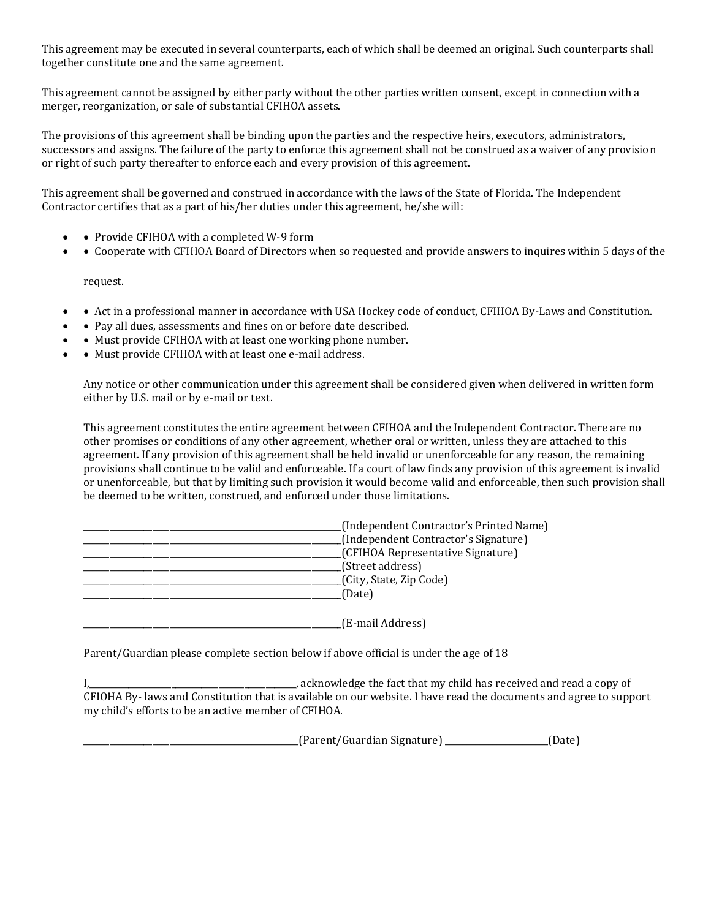This agreement may be executed in several counterparts, each of which shall be deemed an original. Such counterparts shall together constitute one and the same agreement.

This agreement cannot be assigned by either party without the other parties written consent, except in connection with a merger, reorganization, or sale of substantial CFIHOA assets.

The provisions of this agreement shall be binding upon the parties and the respective heirs, executors, administrators, successors and assigns. The failure of the party to enforce this agreement shall not be construed as a waiver of any provision or right of such party thereafter to enforce each and every provision of this agreement.

This agreement shall be governed and construed in accordance with the laws of the State of Florida. The Independent Contractor certifies that as a part of his/her duties under this agreement, he/she will:

- • Provide CFIHOA with a completed W-9 form
- • Cooperate with CFIHOA Board of Directors when so requested and provide answers to inquires within 5 days of the

  request.

- • Act in a professional manner in accordance with USA Hockey code of conduct, CFIHOA By-Laws and Constitution.
- • Pay all dues, assessments and fines on or before date described.
- • Must provide CFIHOA with at least one working phone number.
- • Must provide CFIHOA with at least one e-mail address.

Any notice or other communication under this agreement shall be considered given when delivered in written form either by U.S. mail or by e-mail or text.

This agreement constitutes the entire agreement between CFIHOA and the Independent Contractor. There are no other promises or conditions of any other agreement, whether oral or written, unless they are attached to this agreement. If any provision of this agreement shall be held invalid or unenforceable for any reason, the remaining provisions shall continue to be valid and enforceable. If a court of law finds any provision of this agreement is invalid or unenforceable, but that by limiting such provision it would become valid and enforceable, then such provision shall be deemed to be written, construed, and enforced under those limitations.

_______________________________________________(Independent Contractor's Printed Name)
_______________________________________________(Independent Contractor's Signature)
_______________________________________________(CFIHOA Representative Signature)
_______________________________________________(Street address)
_______________________________________________(City, State, Zip Code)
_______________________________________________(Date)

_______________________________________________(E-mail Address)

Parent/Guardian please complete section below if above official is under the age of 18

I,____________________________________, acknowledge the fact that my child has received and read a copy of CFIOHA By- laws and Constitution that is available on our website. I have read the documents and agree to support my child's efforts to be an active member of CFIHOA.

________________________________________(Parent/Guardian Signature) ___________________(Date)